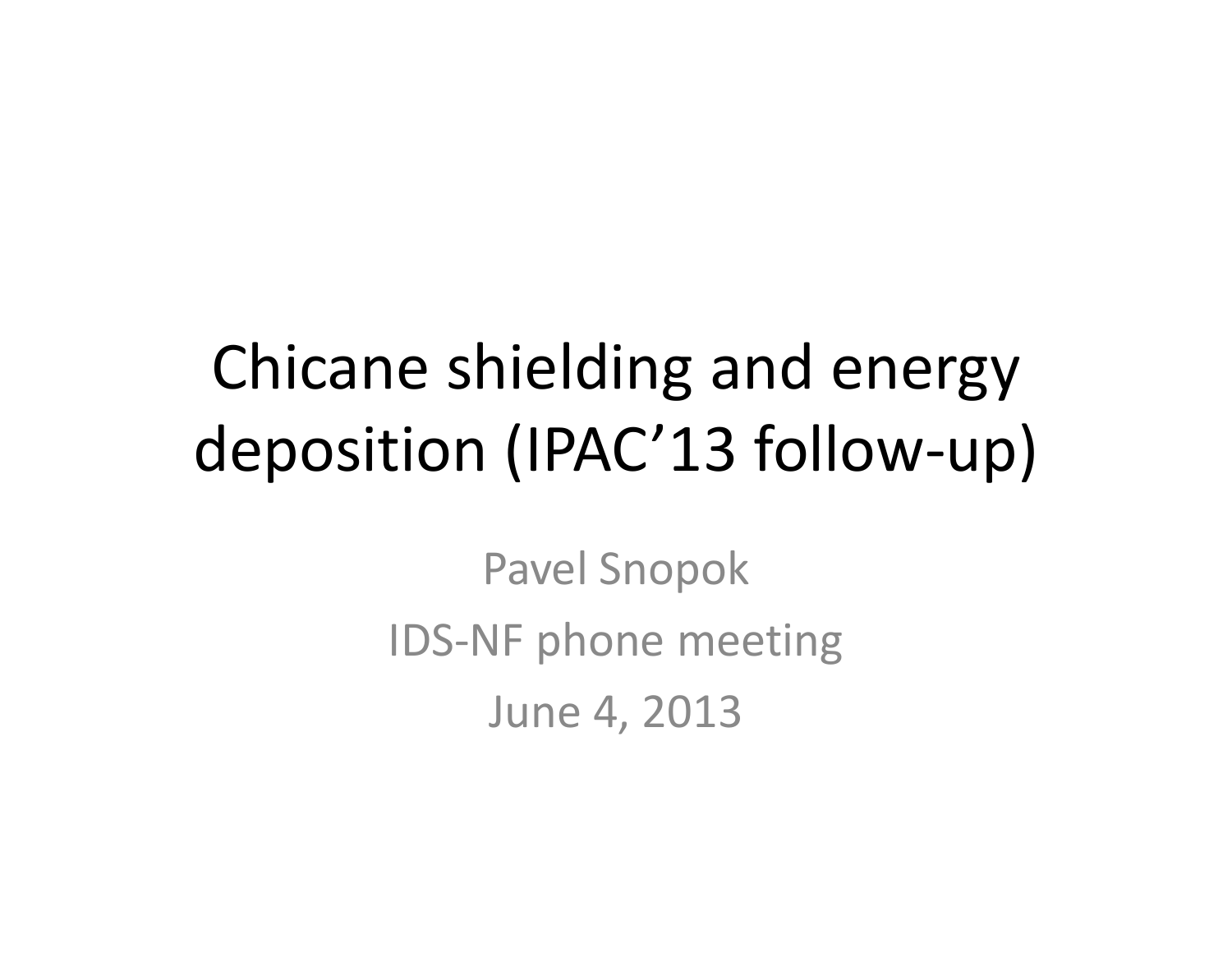# Chicane shielding and energy deposition (IPAC'13 follow-up)

Pavel Snopok

IDS-NF phone meeting

June 4, 2013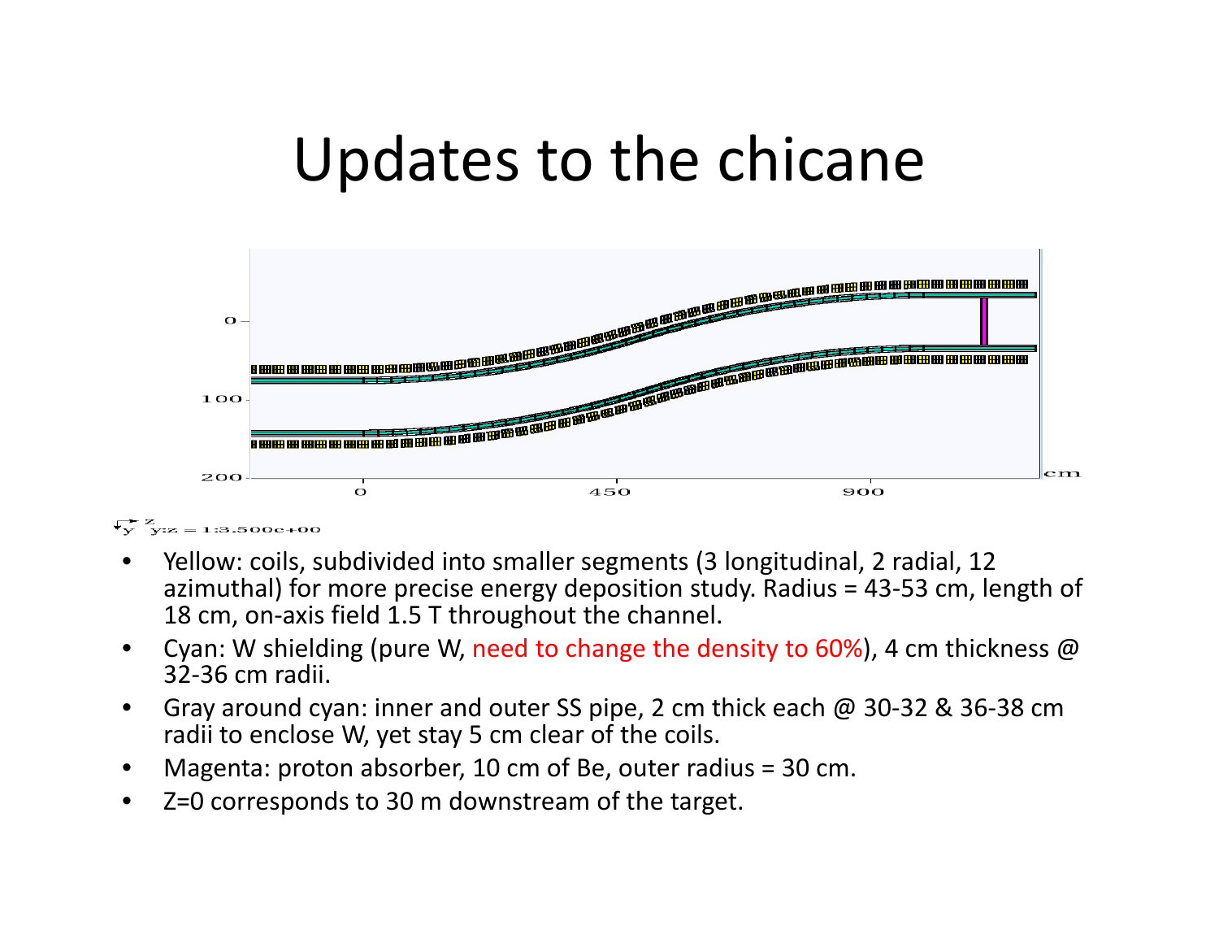# Updates to the chicane

- Yellow: coils, subdivided into smaller segments (3 longitudinal, 2 radial, 12 azimuthal) for more precise energy deposition study. Radius = 43-53 cm, length of 18 cm, on-axis field 1.5 T throughout the channel.
- Cyan: W shielding (pure W, need to change the density to 60%), 4 cm thickness @ 32-36 cm radii.
- Gray around cyan: inner and outer SS pipe, 2 cm thick each @ 30-32 & 36-38 cm radii to enclose W, yet stay 5 cm clear of the coils.
- Magenta: proton absorber, 10 cm of Be, outer radius = 30 cm.
- Z=0 corresponds to 30 m downstream of the target.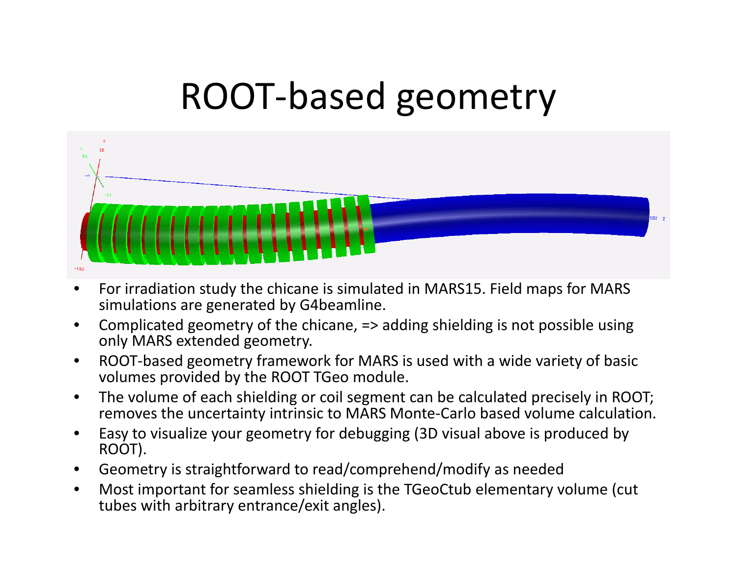# ROOT-based geometry

- For irradiation study the chicane is simulated in MARS15. Field maps for MARS simulations are generated by G4beamline.
- Complicated geometry of the chicane, => adding shielding is not possible using only MARS extended geometry.
- ROOT-based geometry framework for MARS is used with a wide variety of basic volumes provided by the ROOT TGeo module.
- The volume of each shielding or coil segment can be calculated precisely in ROOT; removes the uncertainty intrinsic to MARS Monte-Carlo based volume calculation.
- Easy to visualize your geometry for debugging (3D visual above is produced by ROOT).
- Geometry is straightforward to read/comprehend/modify as needed
- Most important for seamless shielding is the TGeoCtub elementary volume (cut tubes with arbitrary entrance/exit angles).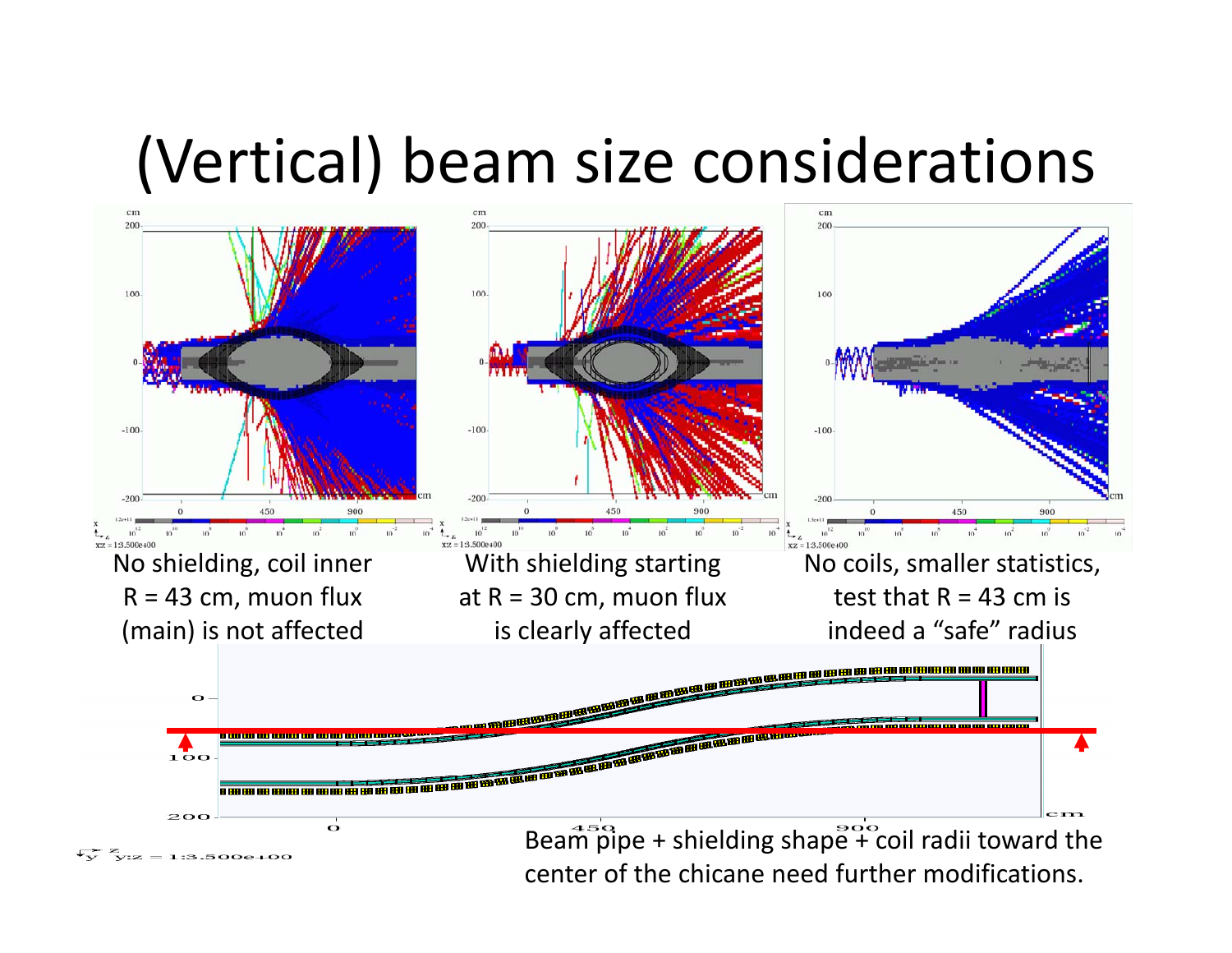# (Vertical) beam size considerations

No shielding, coil inner R = 43 cm, muon flux (main) is not affected

With shielding starting at R = 30 cm, muon flux is clearly affected

No coils, smaller statistics, test that R = 43 cm is indeed a "safe" radius

Beam pipe + shielding shape + coil radii toward the center of the chicane need further modifications.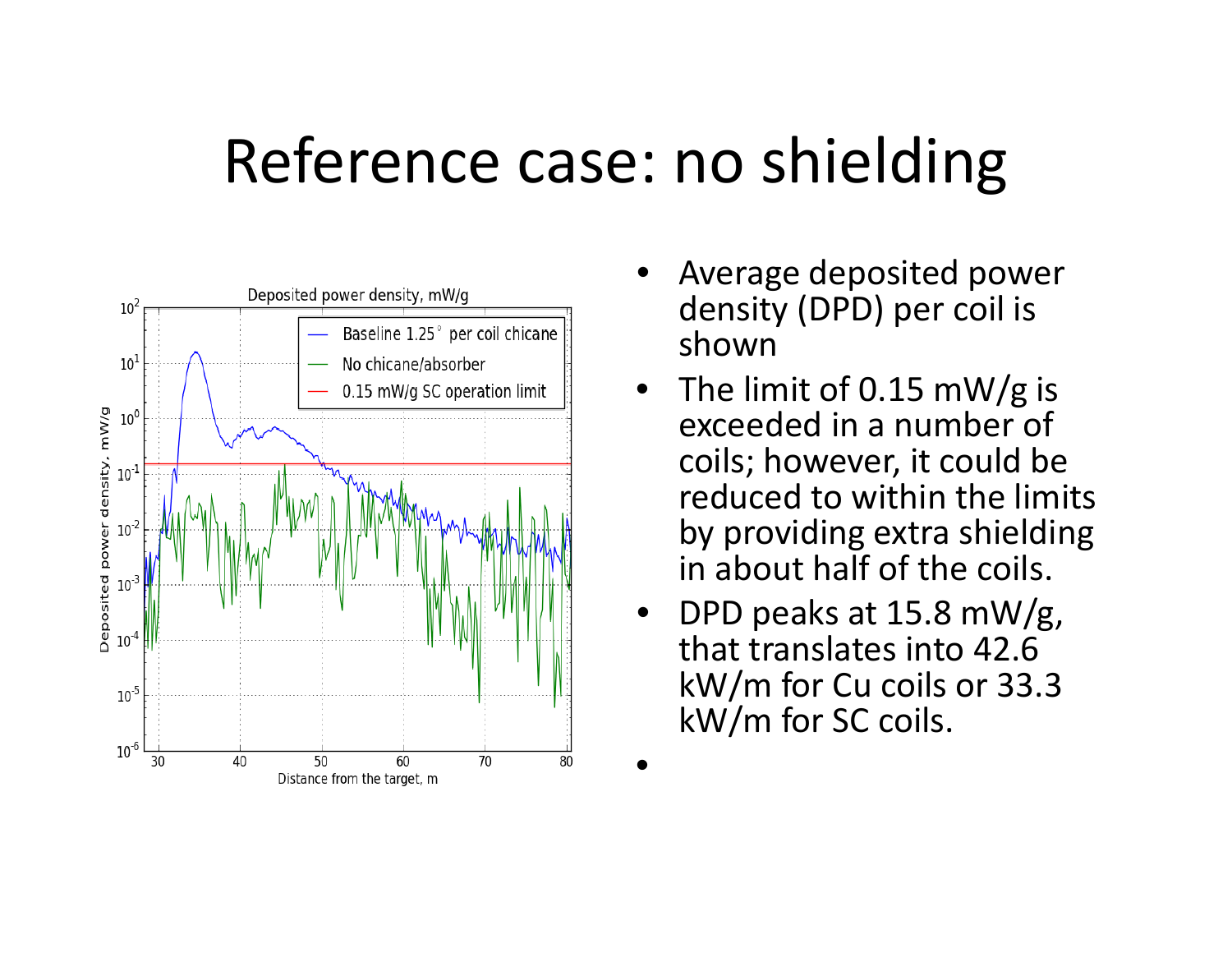# Reference case: no shielding

- Average deposited power density (DPD) per coil is shown
- The limit of 0.15 mW/g is exceeded in a number of coils; however, it could be reduced to within the limits by providing extra shielding in about half of the coils.
- DPD peaks at 15.8 mW/g, that translates into 42.6 kW/m for Cu coils or 33.3 kW/m for SC coils.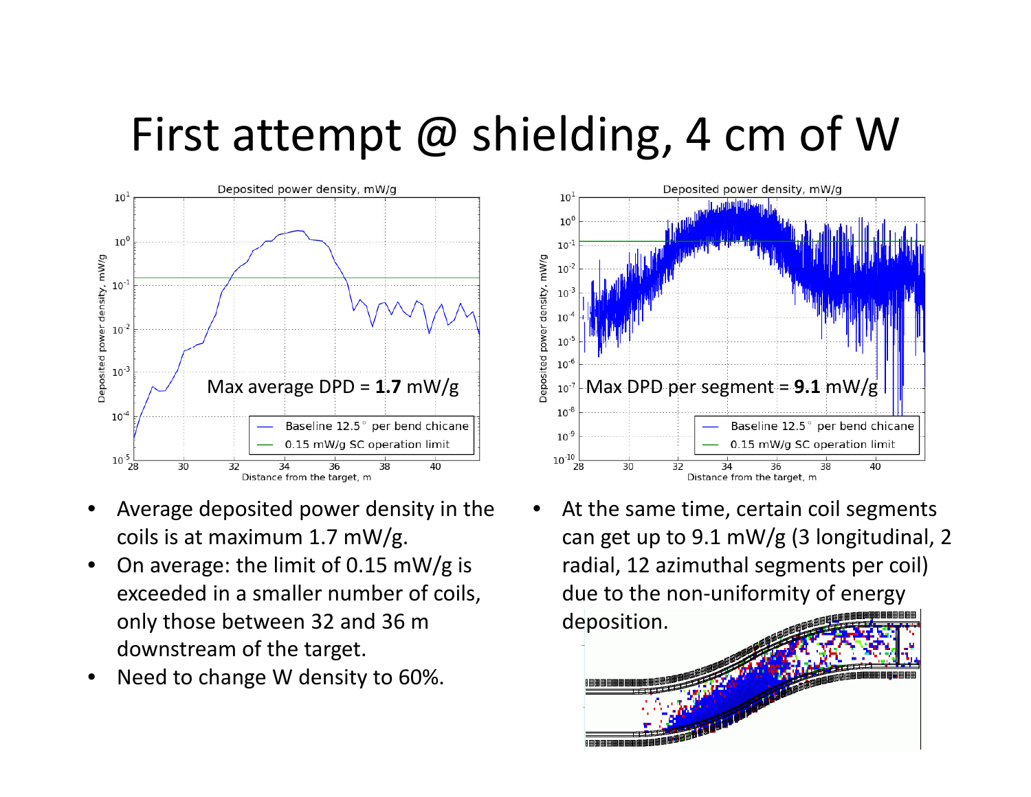# First attempt @ shielding, 4 cm of W

- Average deposited power density in the coils is at maximum 1.7 mW/g.
- On average: the limit of 0.15 mW/g is exceeded in a smaller number of coils, only those between 32 and 36 m downstream of the target.
- Need to change W density to 60%.

- At the same time, certain coil segments can get up to 9.1 mW/g (3 longitudinal, 2 radial, 12 azimuthal segments per coil) due to the non-uniformity of energy deposition.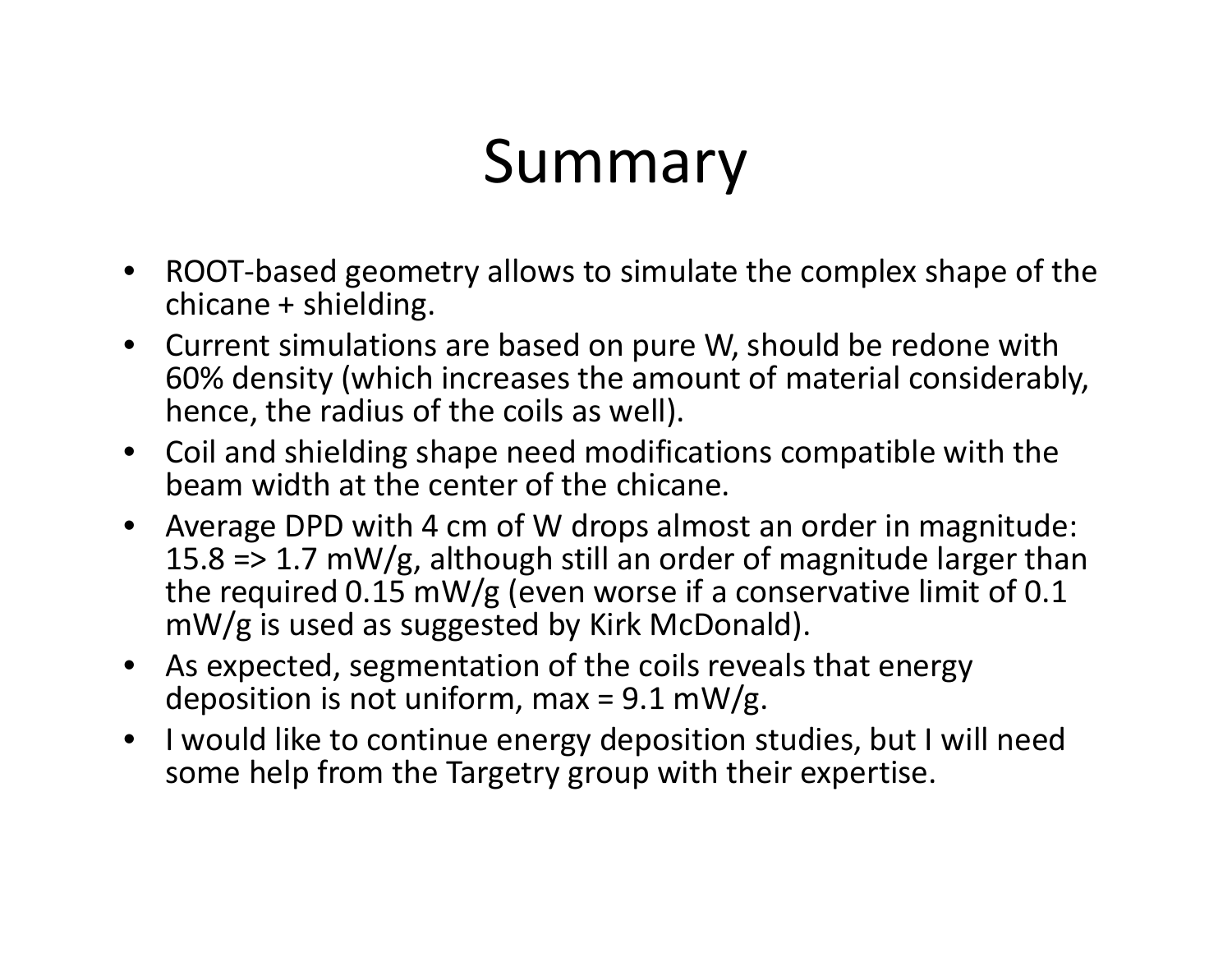# Summary

- ROOT-based geometry allows to simulate the complex shape of the chicane + shielding.
- Current simulations are based on pure W, should be redone with 60% density (which increases the amount of material considerably, hence, the radius of the coils as well).
- Coil and shielding shape need modifications compatible with the beam width at the center of the chicane.
- Average DPD with 4 cm of W drops almost an order in magnitude: 15.8 => 1.7 mW/g, although still an order of magnitude larger than the required 0.15 mW/g (even worse if a conservative limit of 0.1 mW/g is used as suggested by Kirk McDonald).
- As expected, segmentation of the coils reveals that energy deposition is not uniform, max = 9.1 mW/g.
- I would like to continue energy deposition studies, but I will need some help from the Targetry group with their expertise.